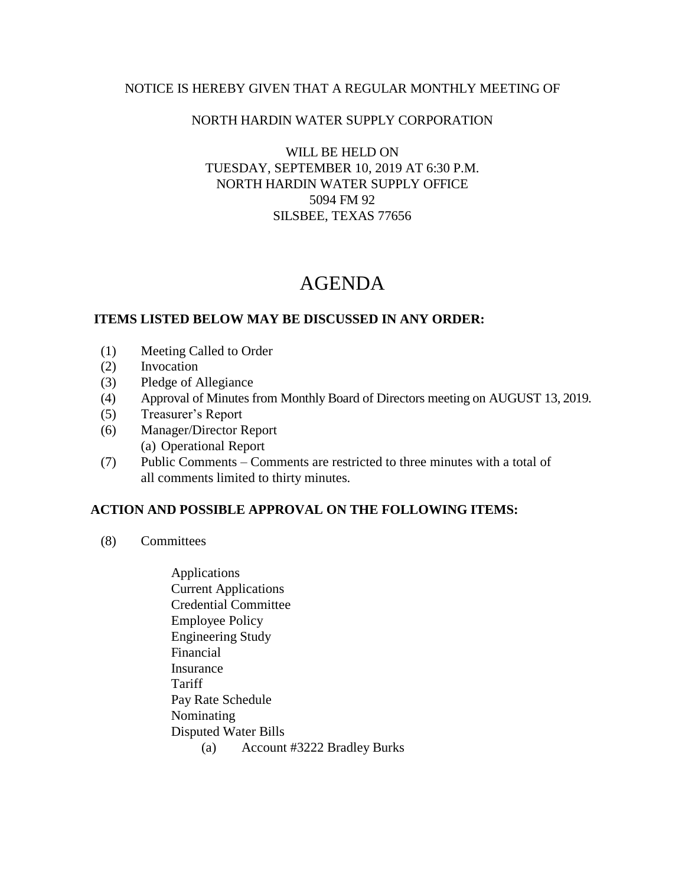NOTICE IS HEREBY GIVEN THAT A REGULAR MONTHLY MEETING OF

NORTH HARDIN WATER SUPPLY CORPORATION

WILL BE HELD ON
TUESDAY, SEPTEMBER 10, 2019 AT 6:30 P.M.
NORTH HARDIN WATER SUPPLY OFFICE
5094 FM 92
SILSBEE, TEXAS 77656

# AGENDA

**ITEMS LISTED BELOW MAY BE DISCUSSED IN ANY ORDER:**

(1) Meeting Called to Order
(2) Invocation
(3) Pledge of Allegiance
(4) Approval of Minutes from Monthly Board of Directors meeting on AUGUST 13, 2019.
(5) Treasurer's Report
(6) Manager/Director Report
  (a) Operational Report
(7) Public Comments – Comments are restricted to three minutes with a total of all comments limited to thirty minutes.

**ACTION AND POSSIBLE APPROVAL ON THE FOLLOWING ITEMS:**

(8) Committees

- Applications
- Current Applications
- Credential Committee
- Employee Policy
- Engineering Study
- Financial
- Insurance
- Tariff
- Pay Rate Schedule
- Nominating
- Disputed Water Bills
  - (a) Account #3222 Bradley Burks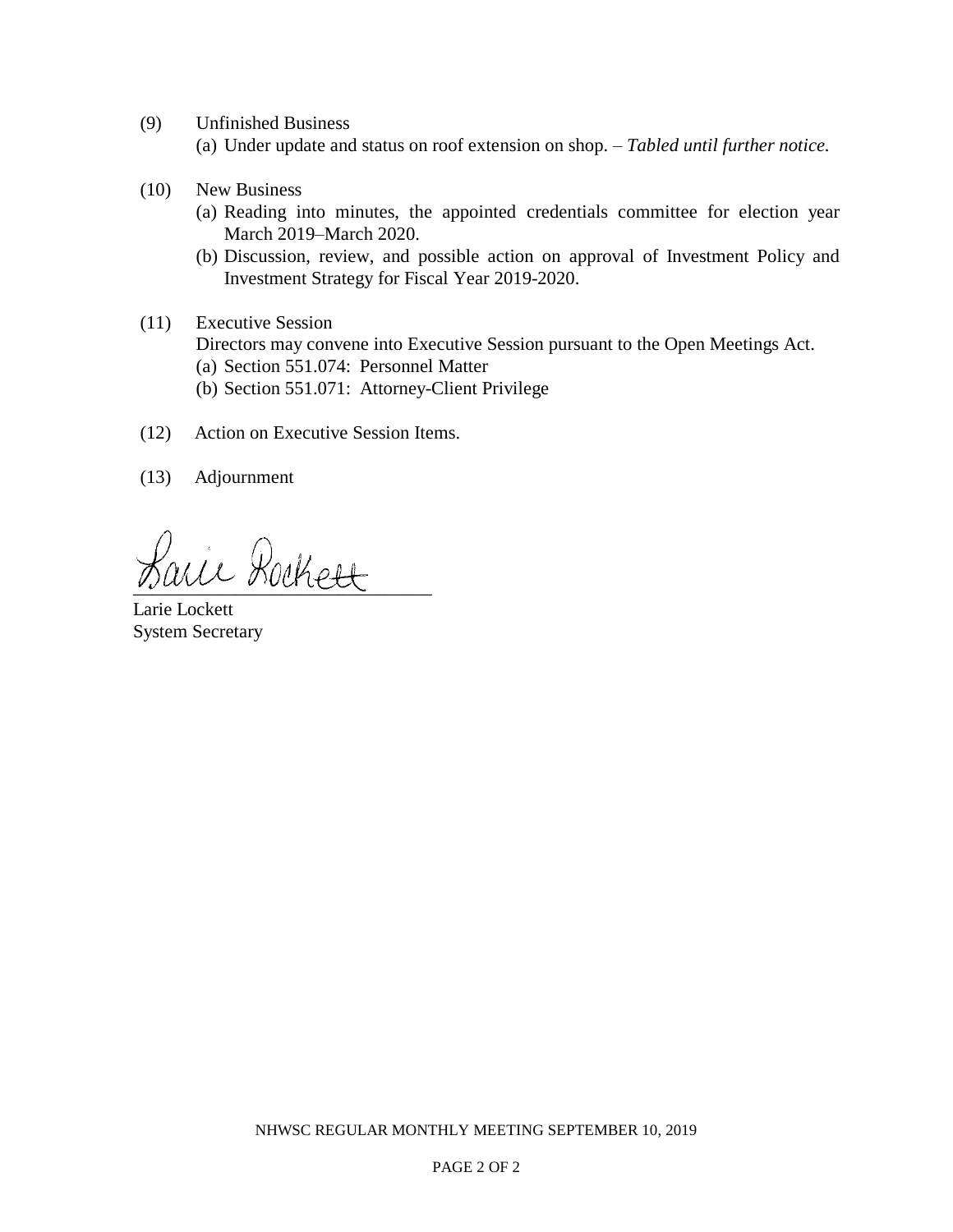(9) Unfinished Business

(a) Under update and status on roof extension on shop. – *Tabled until further notice.*

(10) New Business

(a) Reading into minutes, the appointed credentials committee for election year March 2019–March 2020.

(b) Discussion, review, and possible action on approval of Investment Policy and Investment Strategy for Fiscal Year 2019-2020.

(11) Executive Session

Directors may convene into Executive Session pursuant to the Open Meetings Act.

(a) Section 551.074: Personnel Matter

(b) Section 551.071: Attorney-Client Privilege

(12) Action on Executive Session Items.

(13) Adjournment

Larie Lockett

System Secretary